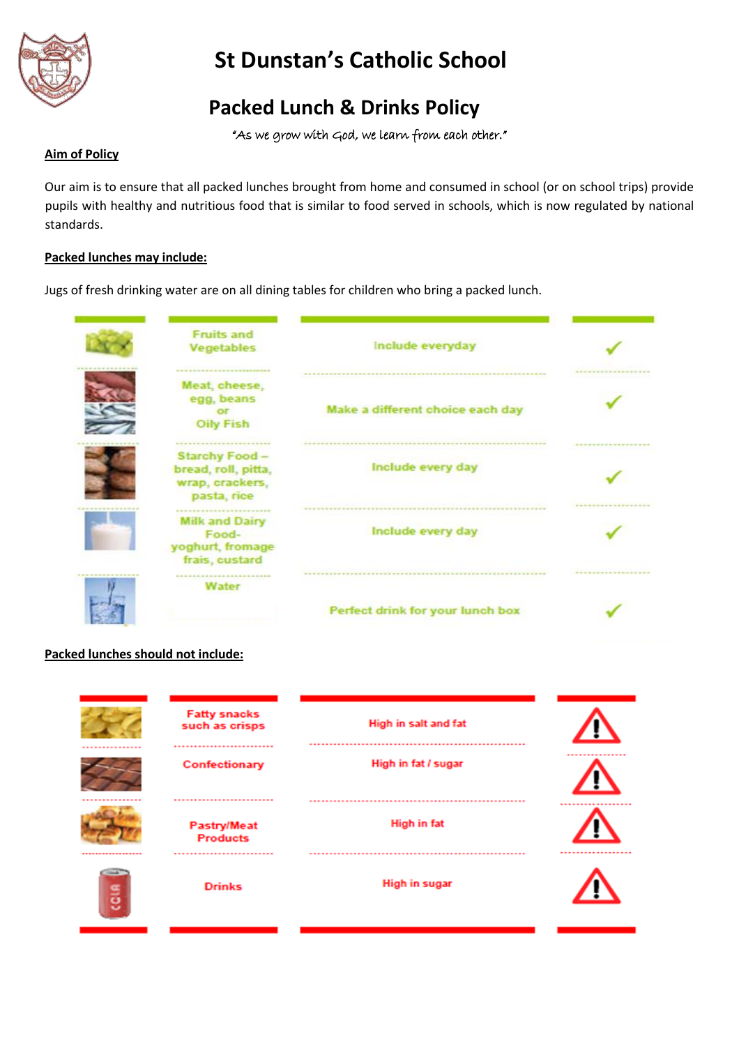# St Dunstan's Catholic School

## Packed Lunch & Drinks Policy

*"As we grow with God, we learn from each other."*

**Aim of Policy**

Our aim is to ensure that all packed lunches brought from home and consumed in school (or on school trips) provide pupils with healthy and nutritious food that is similar to food served in schools, which is now regulated by national standards.

**Packed lunches may include:**

Jugs of fresh drinking water are on all dining tables for children who bring a packed lunch.

| Food | Guidance | |
|---|---|---|
| Fruits and Vegetables | Include everyday | ✓ |
| Meat, cheese, egg, beans or Oily Fish | Make a different choice each day | ✓ |
| Starchy Food – bread, roll, pitta, wrap, crackers, pasta, rice | Include every day | ✓ |
| Milk and Dairy Food- yoghurt, fromage frais, custard | Include every day | ✓ |
| Water | Perfect drink for your lunch box | ✓ |

**Packed lunches should not include:**

| Food | Reason | |
|---|---|---|
| Fatty snacks such as crisps | High in salt and fat | ⚠ |
| Confectionary | High in fat / sugar | ⚠ |
| Pastry/Meat Products | High in fat | ⚠ |
| Drinks | High in sugar | ⚠ |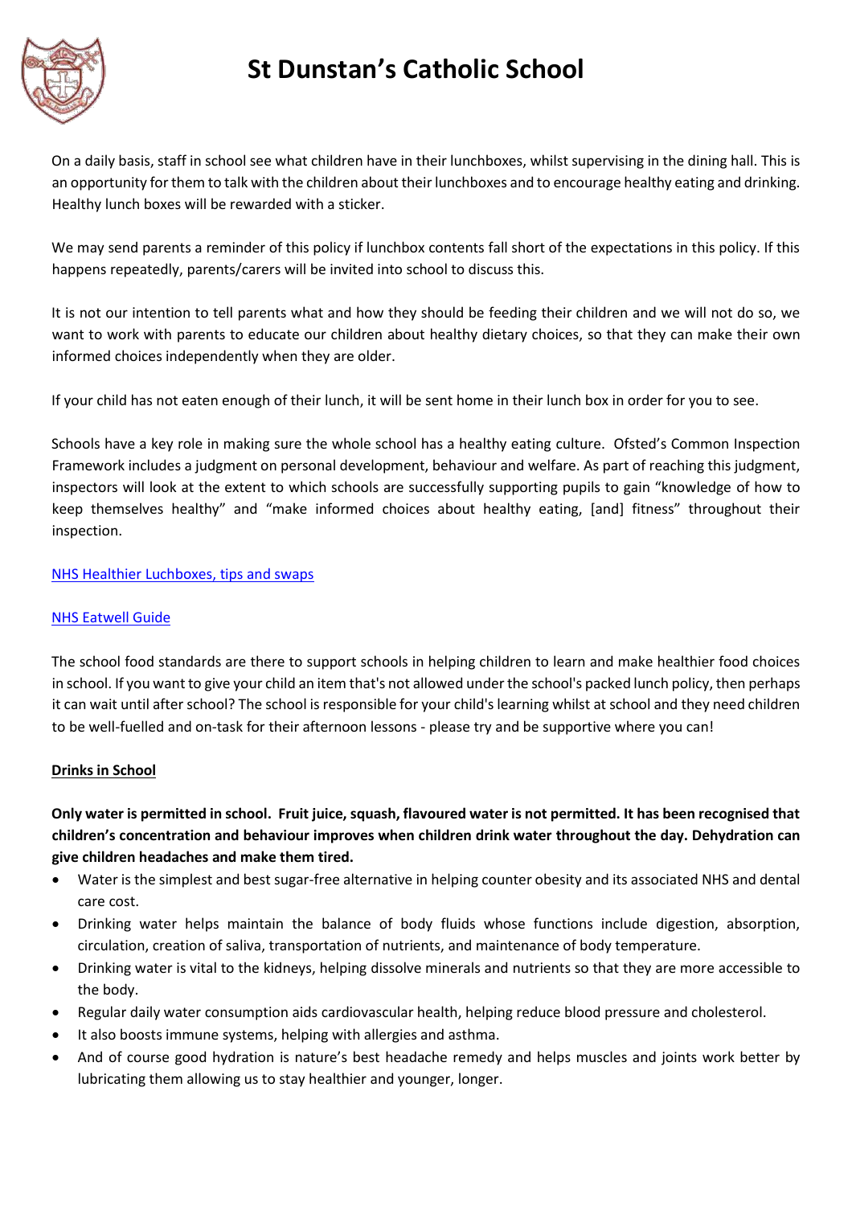# St Dunstan's Catholic School

On a daily basis, staff in school see what children have in their lunchboxes, whilst supervising in the dining hall. This is an opportunity for them to talk with the children about their lunchboxes and to encourage healthy eating and drinking. Healthy lunch boxes will be rewarded with a sticker.

We may send parents a reminder of this policy if lunchbox contents fall short of the expectations in this policy. If this happens repeatedly, parents/carers will be invited into school to discuss this.

It is not our intention to tell parents what and how they should be feeding their children and we will not do so, we want to work with parents to educate our children about healthy dietary choices, so that they can make their own informed choices independently when they are older.

If your child has not eaten enough of their lunch, it will be sent home in their lunch box in order for you to see.

Schools have a key role in making sure the whole school has a healthy eating culture. Ofsted's Common Inspection Framework includes a judgment on personal development, behaviour and welfare. As part of reaching this judgment, inspectors will look at the extent to which schools are successfully supporting pupils to gain "knowledge of how to keep themselves healthy" and "make informed choices about healthy eating, [and] fitness" throughout their inspection.

NHS Healthier Luchboxes, tips and swaps

NHS Eatwell Guide

The school food standards are there to support schools in helping children to learn and make healthier food choices in school. If you want to give your child an item that's not allowed under the school's packed lunch policy, then perhaps it can wait until after school? The school is responsible for your child's learning whilst at school and they need children to be well-fuelled and on-task for their afternoon lessons - please try and be supportive where you can!

**Drinks in School**

**Only water is permitted in school. Fruit juice, squash, flavoured water is not permitted. It has been recognised that children's concentration and behaviour improves when children drink water throughout the day. Dehydration can give children headaches and make them tired.**

- Water is the simplest and best sugar-free alternative in helping counter obesity and its associated NHS and dental care cost.
- Drinking water helps maintain the balance of body fluids whose functions include digestion, absorption, circulation, creation of saliva, transportation of nutrients, and maintenance of body temperature.
- Drinking water is vital to the kidneys, helping dissolve minerals and nutrients so that they are more accessible to the body.
- Regular daily water consumption aids cardiovascular health, helping reduce blood pressure and cholesterol.
- It also boosts immune systems, helping with allergies and asthma.
- And of course good hydration is nature's best headache remedy and helps muscles and joints work better by lubricating them allowing us to stay healthier and younger, longer.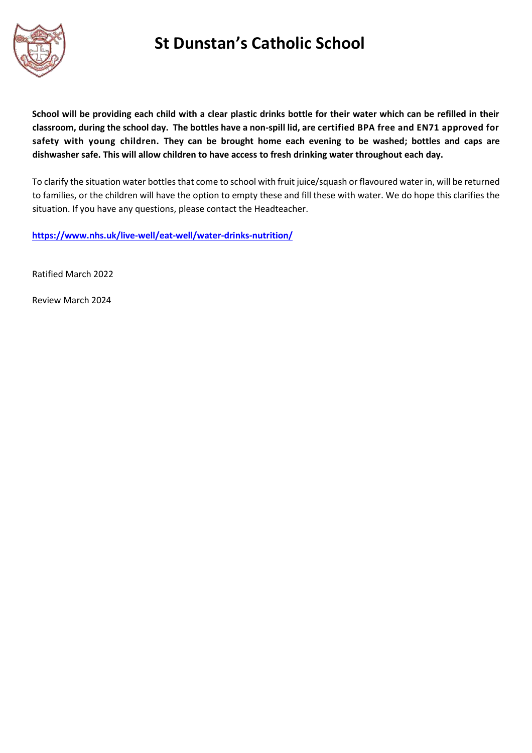# St Dunstan's Catholic School

**School will be providing each child with a clear plastic drinks bottle for their water which can be refilled in their classroom, during the school day. The bottles have a non-spill lid, are certified BPA free and EN71 approved for safety with young children. They can be brought home each evening to be washed; bottles and caps are dishwasher safe. This will allow children to have access to fresh drinking water throughout each day.**

To clarify the situation water bottles that come to school with fruit juice/squash or flavoured water in, will be returned to families, or the children will have the option to empty these and fill these with water. We do hope this clarifies the situation. If you have any questions, please contact the Headteacher.

**https://www.nhs.uk/live-well/eat-well/water-drinks-nutrition/**

Ratified March 2022

Review March 2024